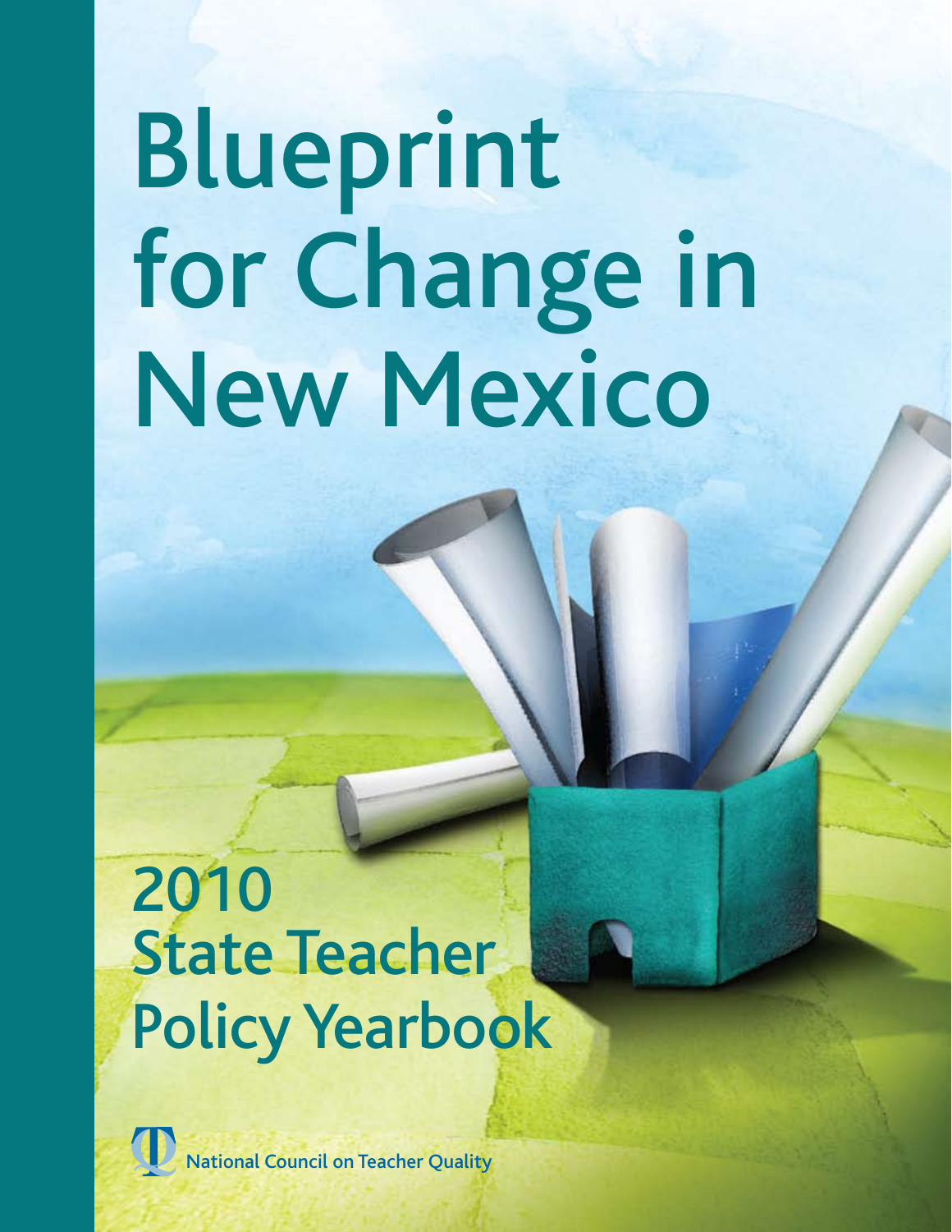# Blueprint for Change in New Mexico

## 2010 State Teacher Policy Yearbook

National Council on Teacher Quality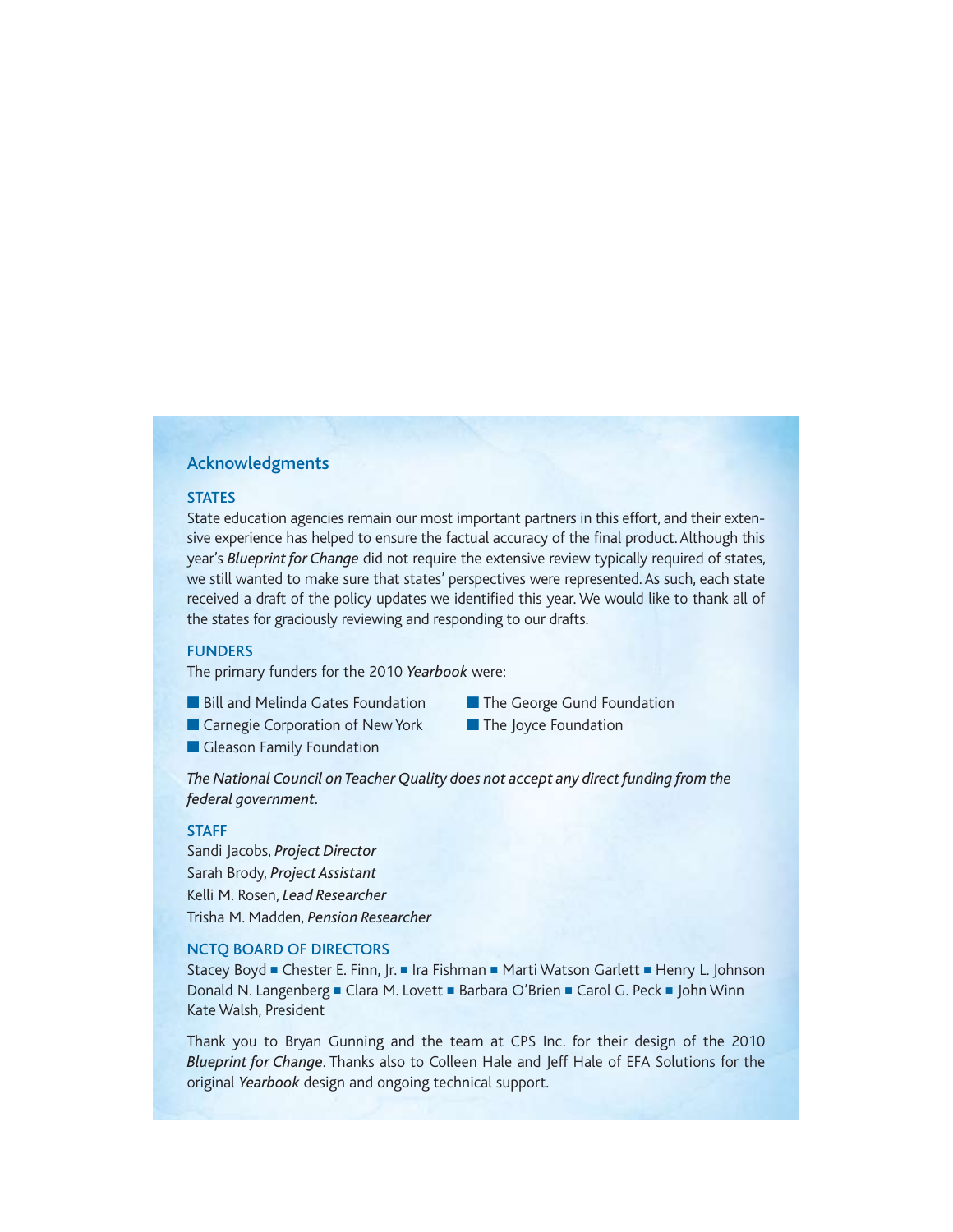## Acknowledgments

### STATES

State education agencies remain our most important partners in this effort, and their extensive experience has helped to ensure the factual accuracy of the final product. Although this year's *Blueprint for Change* did not require the extensive review typically required of states, we still wanted to make sure that states' perspectives were represented. As such, each state received a draft of the policy updates we identified this year. We would like to thank all of the states for graciously reviewing and responding to our drafts.

### FUNDERS

The primary funders for the 2010 *Yearbook* were:

- Bill and Melinda Gates Foundation
- Carnegie Corporation of New York
- Gleason Family Foundation
- The George Gund Foundation
- The Joyce Foundation

*The National Council on Teacher Quality does not accept any direct funding from the federal government.*

### STAFF

Sandi Jacobs, *Project Director*
Sarah Brody, *Project Assistant*
Kelli M. Rosen, *Lead Researcher*
Trisha M. Madden, *Pension Researcher*

### NCTQ BOARD OF DIRECTORS

Stacey Boyd ■ Chester E. Finn, Jr. ■ Ira Fishman ■ Marti Watson Garlett ■ Henry L. Johnson
Donald N. Langenberg ■ Clara M. Lovett ■ Barbara O'Brien ■ Carol G. Peck ■ John Winn
Kate Walsh, President

Thank you to Bryan Gunning and the team at CPS Inc. for their design of the 2010 *Blueprint for Change*. Thanks also to Colleen Hale and Jeff Hale of EFA Solutions for the original *Yearbook* design and ongoing technical support.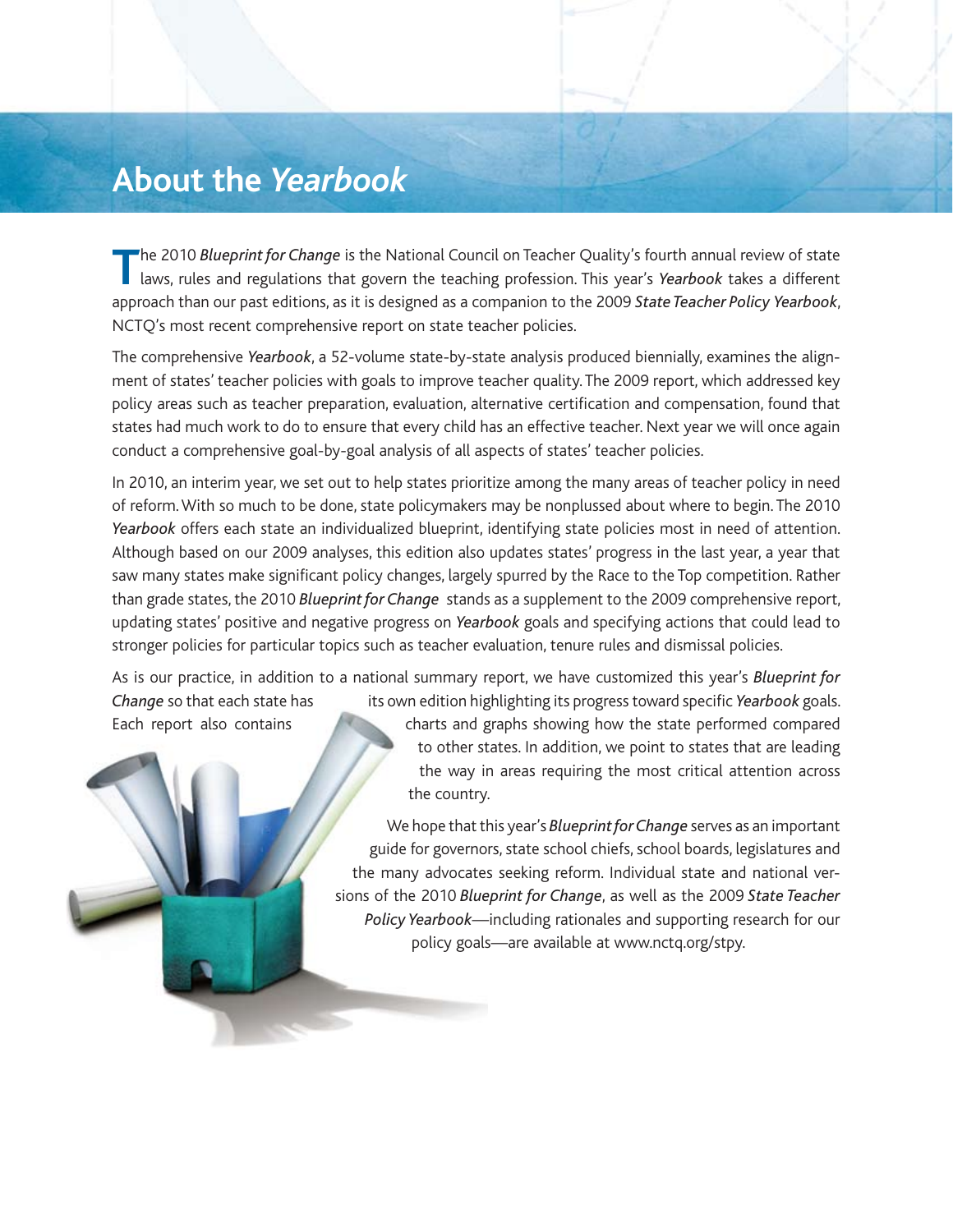# About the *Yearbook*

The 2010 *Blueprint for Change* is the National Council on Teacher Quality's fourth annual review of state laws, rules and regulations that govern the teaching profession. This year's *Yearbook* takes a different approach than our past editions, as it is designed as a companion to the 2009 *State Teacher Policy Yearbook*, NCTQ's most recent comprehensive report on state teacher policies.

The comprehensive *Yearbook*, a 52-volume state-by-state analysis produced biennially, examines the alignment of states' teacher policies with goals to improve teacher quality. The 2009 report, which addressed key policy areas such as teacher preparation, evaluation, alternative certification and compensation, found that states had much work to do to ensure that every child has an effective teacher. Next year we will once again conduct a comprehensive goal-by-goal analysis of all aspects of states' teacher policies.

In 2010, an interim year, we set out to help states prioritize among the many areas of teacher policy in need of reform. With so much to be done, state policymakers may be nonplussed about where to begin. The 2010 *Yearbook* offers each state an individualized blueprint, identifying state policies most in need of attention. Although based on our 2009 analyses, this edition also updates states' progress in the last year, a year that saw many states make significant policy changes, largely spurred by the Race to the Top competition. Rather than grade states, the 2010 *Blueprint for Change* stands as a supplement to the 2009 comprehensive report, updating states' positive and negative progress on *Yearbook* goals and specifying actions that could lead to stronger policies for particular topics such as teacher evaluation, tenure rules and dismissal policies.

As is our practice, in addition to a national summary report, we have customized this year's *Blueprint for Change* so that each state has its own edition highlighting its progress toward specific *Yearbook* goals. Each report also contains charts and graphs showing how the state performed compared to other states. In addition, we point to states that are leading the way in areas requiring the most critical attention across the country.

We hope that this year's *Blueprint for Change* serves as an important guide for governors, state school chiefs, school boards, legislatures and the many advocates seeking reform. Individual state and national versions of the 2010 *Blueprint for Change*, as well as the 2009 *State Teacher Policy Yearbook*—including rationales and supporting research for our policy goals—are available at www.nctq.org/stpy.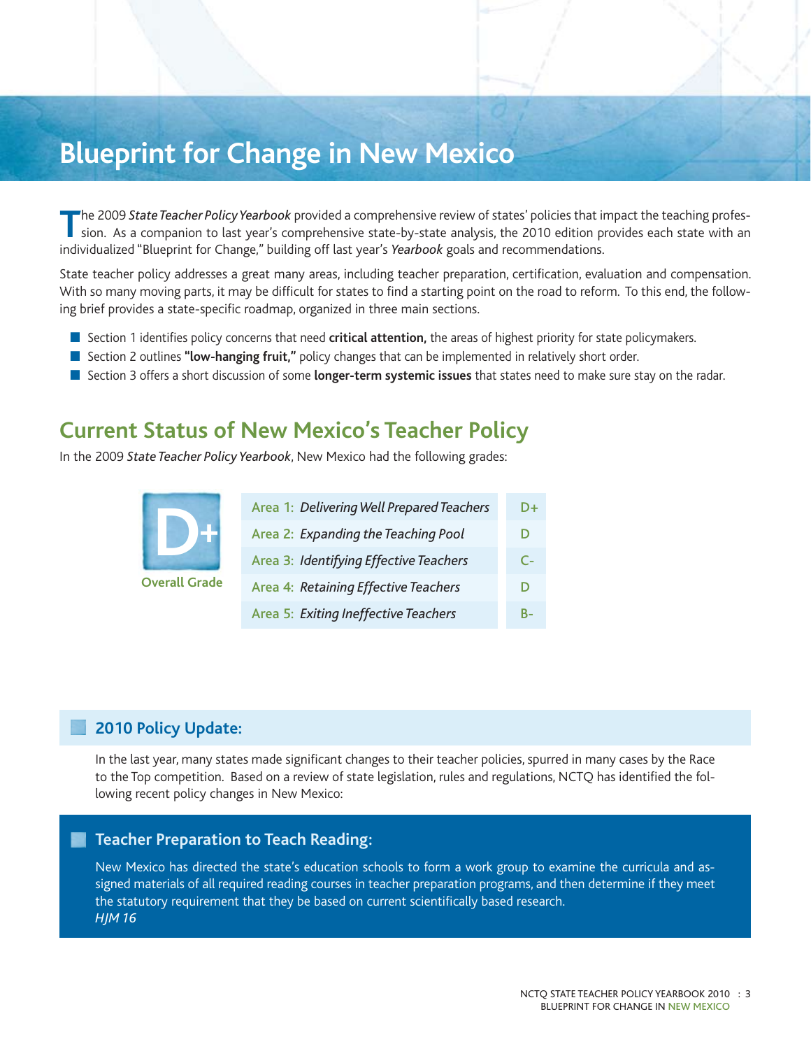# Blueprint for Change in New Mexico

The 2009 *State Teacher Policy Yearbook* provided a comprehensive review of states' policies that impact the teaching profession. As a companion to last year's comprehensive state-by-state analysis, the 2010 edition provides each state with an individualized "Blueprint for Change," building off last year's *Yearbook* goals and recommendations.

State teacher policy addresses a great many areas, including teacher preparation, certification, evaluation and compensation. With so many moving parts, it may be difficult for states to find a starting point on the road to reform. To this end, the following brief provides a state-specific roadmap, organized in three main sections.

- Section 1 identifies policy concerns that need **critical attention,** the areas of highest priority for state policymakers.
- Section 2 outlines **"low-hanging fruit,"** policy changes that can be implemented in relatively short order.
- Section 3 offers a short discussion of some **longer-term systemic issues** that states need to make sure stay on the radar.

## Current Status of New Mexico's Teacher Policy

In the 2009 *State Teacher Policy Yearbook*, New Mexico had the following grades:

**Overall Grade: D+**

| Area | Grade |
|---|---|
| Area 1: *Delivering Well Prepared Teachers* | D+ |
| Area 2: *Expanding the Teaching Pool* | D |
| Area 3: *Identifying Effective Teachers* | C- |
| Area 4: *Retaining Effective Teachers* | D |
| Area 5: *Exiting Ineffective Teachers* | B- |

### 2010 Policy Update:

In the last year, many states made significant changes to their teacher policies, spurred in many cases by the Race to the Top competition. Based on a review of state legislation, rules and regulations, NCTQ has identified the following recent policy changes in New Mexico:

### Teacher Preparation to Teach Reading:

New Mexico has directed the state's education schools to form a work group to examine the curricula and assigned materials of all required reading courses in teacher preparation programs, and then determine if they meet the statutory requirement that they be based on current scientifically based research.
*HJM 16*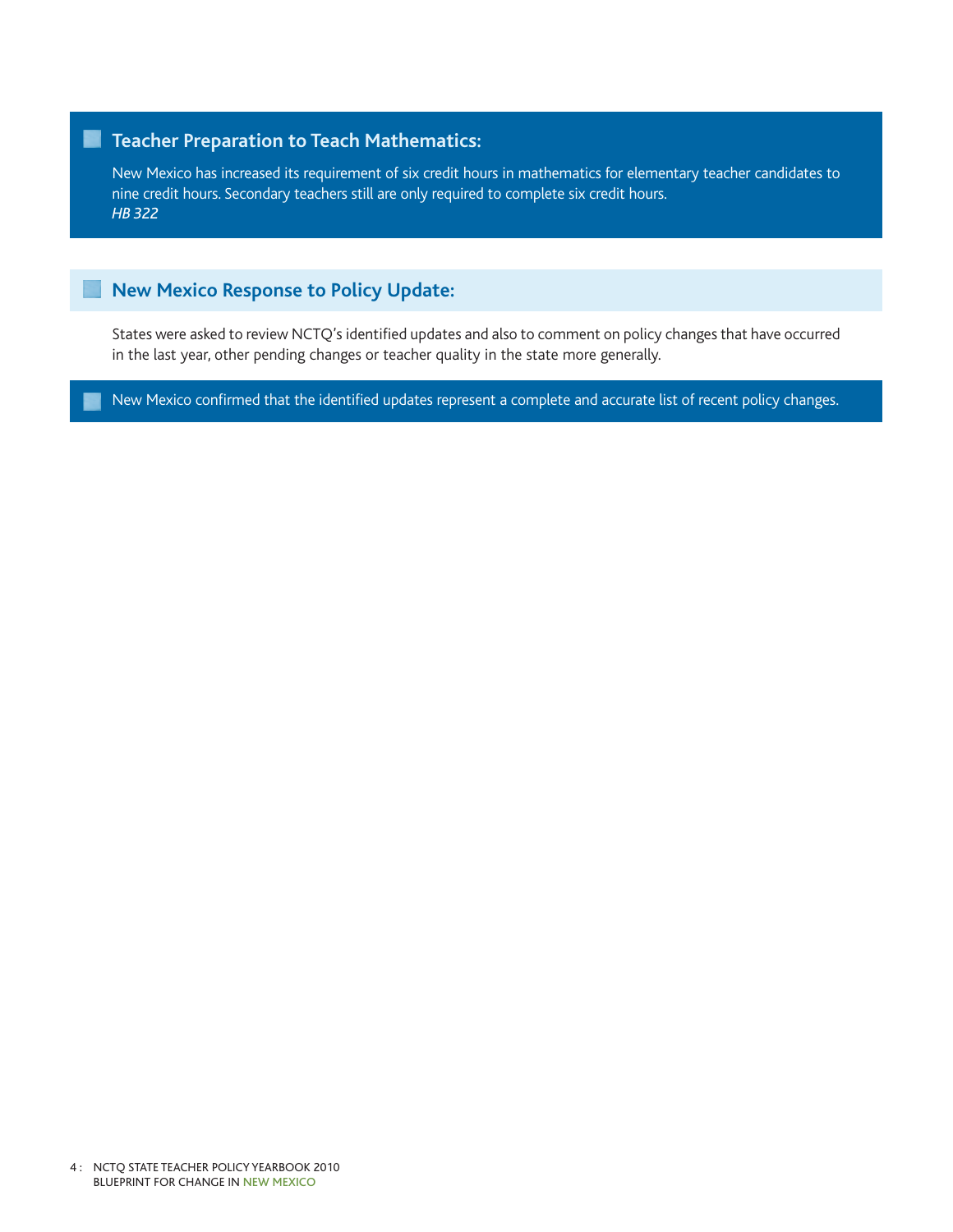## Teacher Preparation to Teach Mathematics:

New Mexico has increased its requirement of six credit hours in mathematics for elementary teacher candidates to nine credit hours. Secondary teachers still are only required to complete six credit hours.
*HB 322*

## New Mexico Response to Policy Update:

States were asked to review NCTQ's identified updates and also to comment on policy changes that have occurred in the last year, other pending changes or teacher quality in the state more generally.

New Mexico confirmed that the identified updates represent a complete and accurate list of recent policy changes.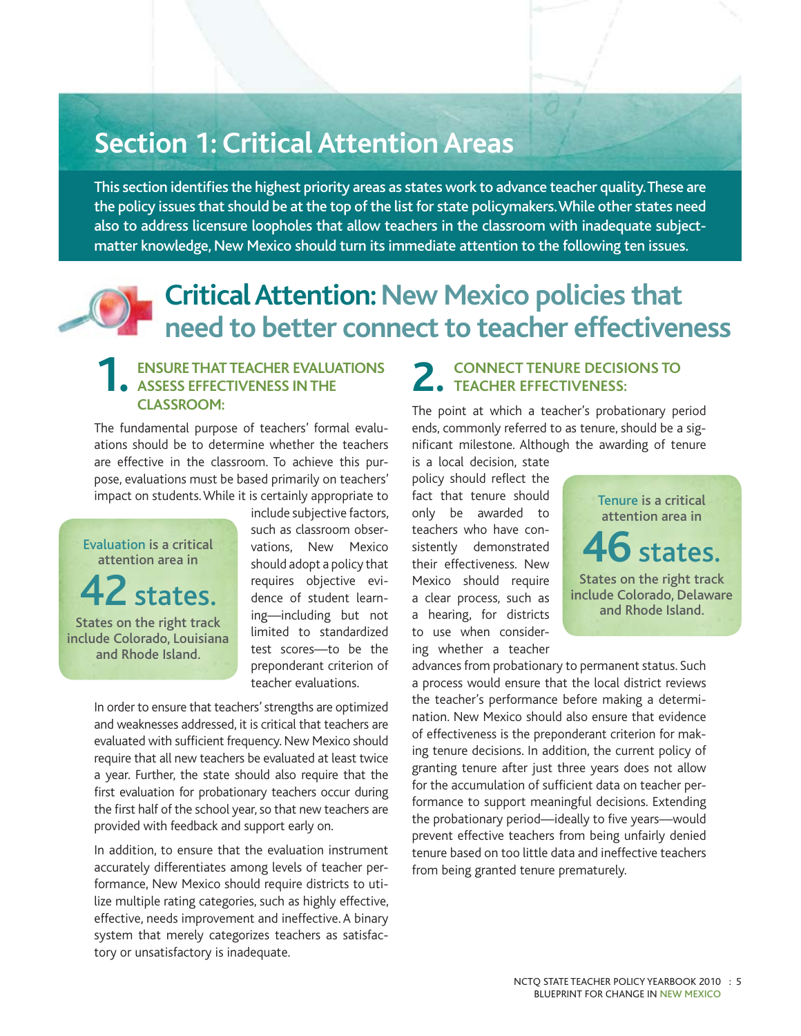# Section 1: Critical Attention Areas

**This section identifies the highest priority areas as states work to advance teacher quality. These are the policy issues that should be at the top of the list for state policymakers. While other states need also to address licensure loopholes that allow teachers in the classroom with inadequate subject-matter knowledge, New Mexico should turn its immediate attention to the following ten issues.**

## Critical Attention: New Mexico policies that need to better connect to teacher effectiveness

### 1. ENSURE THAT TEACHER EVALUATIONS ASSESS EFFECTIVENESS IN THE CLASSROOM:

The fundamental purpose of teachers' formal evaluations should be to determine whether the teachers are effective in the classroom. To achieve this purpose, evaluations must be based primarily on teachers' impact on students. While it is certainly appropriate to include subjective factors, such as classroom observations, New Mexico should adopt a policy that requires objective evidence of student learning—including but not limited to standardized test scores—to be the preponderant criterion of teacher evaluations.

> Evaluation is a critical attention area in
> **42 states.**
> States on the right track include Colorado, Louisiana and Rhode Island.

In order to ensure that teachers' strengths are optimized and weaknesses addressed, it is critical that teachers are evaluated with sufficient frequency. New Mexico should require that all new teachers be evaluated at least twice a year. Further, the state should also require that the first evaluation for probationary teachers occur during the first half of the school year, so that new teachers are provided with feedback and support early on.

In addition, to ensure that the evaluation instrument accurately differentiates among levels of teacher performance, New Mexico should require districts to utilize multiple rating categories, such as highly effective, effective, needs improvement and ineffective. A binary system that merely categorizes teachers as satisfactory or unsatisfactory is inadequate.

### 2. CONNECT TENURE DECISIONS TO TEACHER EFFECTIVENESS:

The point at which a teacher's probationary period ends, commonly referred to as tenure, should be a significant milestone. Although the awarding of tenure is a local decision, state policy should reflect the fact that tenure should only be awarded to teachers who have consistently demonstrated their effectiveness. New Mexico should require a clear process, such as a hearing, for districts to use when considering whether a teacher advances from probationary to permanent status. Such a process would ensure that the local district reviews the teacher's performance before making a determination. New Mexico should also ensure that evidence of effectiveness is the preponderant criterion for making tenure decisions. In addition, the current policy of granting tenure after just three years does not allow for the accumulation of sufficient data on teacher performance to support meaningful decisions. Extending the probationary period—ideally to five years—would prevent effective teachers from being unfairly denied tenure based on too little data and ineffective teachers from being granted tenure prematurely.

> Tenure is a critical attention area in
> **46 states.**
> States on the right track include Colorado, Delaware and Rhode Island.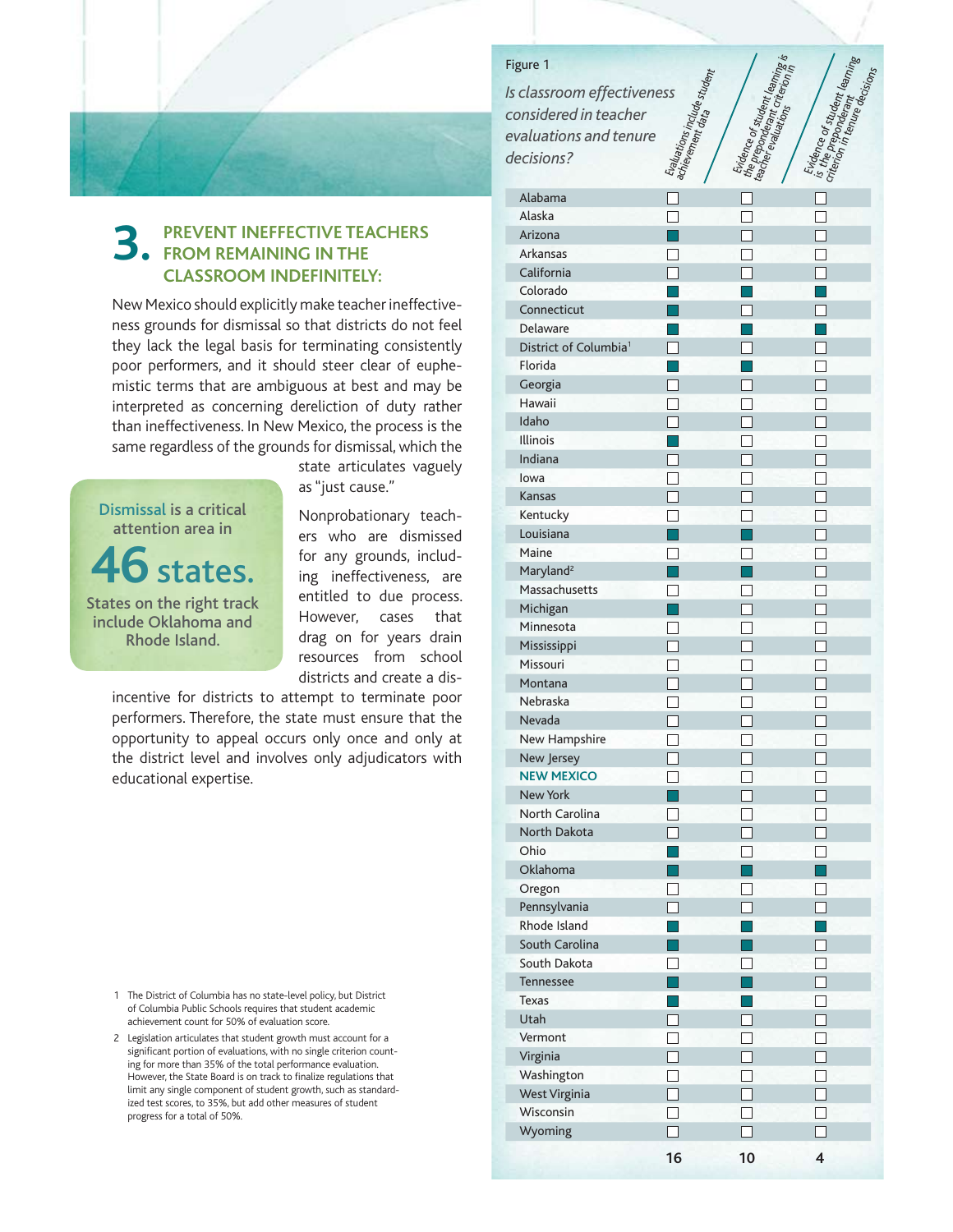## 3. PREVENT INEFFECTIVE TEACHERS FROM REMAINING IN THE CLASSROOM INDEFINITELY:

New Mexico should explicitly make teacher ineffectiveness grounds for dismissal so that districts do not feel they lack the legal basis for terminating consistently poor performers, and it should steer clear of euphemistic terms that are ambiguous at best and may be interpreted as concerning dereliction of duty rather than ineffectiveness. In New Mexico, the process is the same regardless of the grounds for dismissal, which the state articulates vaguely as "just cause."

> Dismissal is a critical attention area in **46 states.**
>
> States on the right track include Oklahoma and Rhode Island.

Nonprobationary teachers who are dismissed for any grounds, including ineffectiveness, are entitled to due process. However, cases that drag on for years drain resources from school districts and create a disincentive for districts to attempt to terminate poor performers. Therefore, the state must ensure that the opportunity to appeal occurs only once and only at the district level and involves only adjudicators with educational expertise.

Figure 1

*Is classroom effectiveness considered in teacher evaluations and tenure decisions?*

| State | Evaluations include student achievement data | Evidence of student learning is the preponderant criterion in teacher evaluations | Evidence of student learning is the preponderant criterion in tenure decisions |
|---|---|---|---|
| Alabama | ☐ | ☐ | ☐ |
| Alaska | ☐ | ☐ | ☐ |
| Arizona | ■ | ☐ | ☐ |
| Arkansas | ☐ | ☐ | ☐ |
| California | ☐ | ☐ | ☐ |
| Colorado | ■ | ■ | ■ |
| Connecticut | ■ | ☐ | ☐ |
| Delaware | ■ | ■ | ■ |
| District of Columbia[1] | ☐ | ☐ | ☐ |
| Florida | ■ | ■ | ☐ |
| Georgia | ☐ | ☐ | ☐ |
| Hawaii | ☐ | ☐ | ☐ |
| Idaho | ☐ | ☐ | ☐ |
| Illinois | ■ | ☐ | ☐ |
| Indiana | ☐ | ☐ | ☐ |
| Iowa | ☐ | ☐ | ☐ |
| Kansas | ☐ | ☐ | ☐ |
| Kentucky | ☐ | ☐ | ☐ |
| Louisiana | ■ | ■ | ☐ |
| Maine | ☐ | ☐ | ☐ |
| Maryland[2] | ■ | ■ | ☐ |
| Massachusetts | ☐ | ☐ | ☐ |
| Michigan | ■ | ☐ | ☐ |
| Minnesota | ☐ | ☐ | ☐ |
| Mississippi | ☐ | ☐ | ☐ |
| Missouri | ☐ | ☐ | ☐ |
| Montana | ☐ | ☐ | ☐ |
| Nebraska | ☐ | ☐ | ☐ |
| Nevada | ☐ | ☐ | ☐ |
| New Hampshire | ☐ | ☐ | ☐ |
| New Jersey | ☐ | ☐ | ☐ |
| **NEW MEXICO** | ☐ | ☐ | ☐ |
| New York | ■ | ☐ | ☐ |
| North Carolina | ☐ | ☐ | ☐ |
| North Dakota | ☐ | ☐ | ☐ |
| Ohio | ■ | ☐ | ☐ |
| Oklahoma | ■ | ■ | ■ |
| Oregon | ☐ | ☐ | ☐ |
| Pennsylvania | ☐ | ☐ | ☐ |
| Rhode Island | ■ | ■ | ■ |
| South Carolina | ■ | ■ | ☐ |
| South Dakota | ☐ | ☐ | ☐ |
| Tennessee | ■ | ■ | ☐ |
| Texas | ■ | ■ | ☐ |
| Utah | ☐ | ☐ | ☐ |
| Vermont | ☐ | ☐ | ☐ |
| Virginia | ☐ | ☐ | ☐ |
| Washington | ☐ | ☐ | ☐ |
| West Virginia | ☐ | ☐ | ☐ |
| Wisconsin | ☐ | ☐ | ☐ |
| Wyoming | ☐ | ☐ | ☐ |
| | **16** | **10** | **4** |

1 The District of Columbia has no state-level policy, but District of Columbia Public Schools requires that student academic achievement count for 50% of evaluation score.

2 Legislation articulates that student growth must account for a significant portion of evaluations, with no single criterion counting for more than 35% of the total performance evaluation. However, the State Board is on track to finalize regulations that limit any single component of student growth, such as standardized test scores, to 35%, but add other measures of student progress for a total of 50%.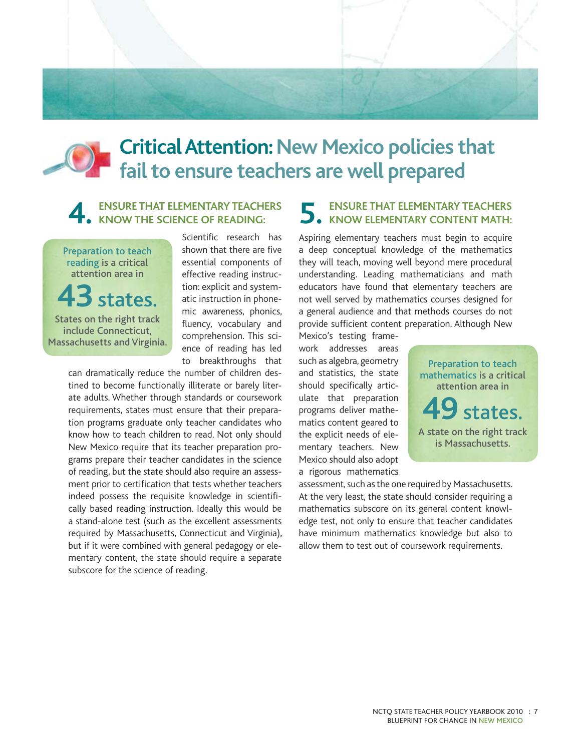# Critical Attention: New Mexico policies that fail to ensure teachers are well prepared

## 4. ENSURE THAT ELEMENTARY TEACHERS KNOW THE SCIENCE OF READING:

> Preparation to teach reading is a critical attention area in
>
> **43 states.**
>
> States on the right track include Connecticut, Massachusetts and Virginia.

Scientific research has shown that there are five essential components of effective reading instruction: explicit and systematic instruction in phonemic awareness, phonics, fluency, vocabulary and comprehension. This science of reading has led to breakthroughs that can dramatically reduce the number of children destined to become functionally illiterate or barely literate adults. Whether through standards or coursework requirements, states must ensure that their preparation programs graduate only teacher candidates who know how to teach children to read. Not only should New Mexico require that its teacher preparation programs prepare their teacher candidates in the science of reading, but the state should also require an assessment prior to certification that tests whether teachers indeed possess the requisite knowledge in scientifically based reading instruction. Ideally this would be a stand-alone test (such as the excellent assessments required by Massachusetts, Connecticut and Virginia), but if it were combined with general pedagogy or elementary content, the state should require a separate subscore for the science of reading.

## 5. ENSURE THAT ELEMENTARY TEACHERS KNOW ELEMENTARY CONTENT MATH:

Aspiring elementary teachers must begin to acquire a deep conceptual knowledge of the mathematics they will teach, moving well beyond mere procedural understanding. Leading mathematicians and math educators have found that elementary teachers are not well served by mathematics courses designed for a general audience and that methods courses do not provide sufficient content preparation. Although New Mexico's testing framework addresses areas such as algebra, geometry and statistics, the state should specifically articulate that preparation programs deliver mathematics content geared to the explicit needs of elementary teachers. New Mexico should also adopt a rigorous mathematics assessment, such as the one required by Massachusetts. At the very least, the state should consider requiring a mathematics subscore on its general content knowledge test, not only to ensure that teacher candidates have minimum mathematics knowledge but also to allow them to test out of coursework requirements.

> Preparation to teach mathematics is a critical attention area in
>
> **49 states.**
>
> A state on the right track is Massachusetts.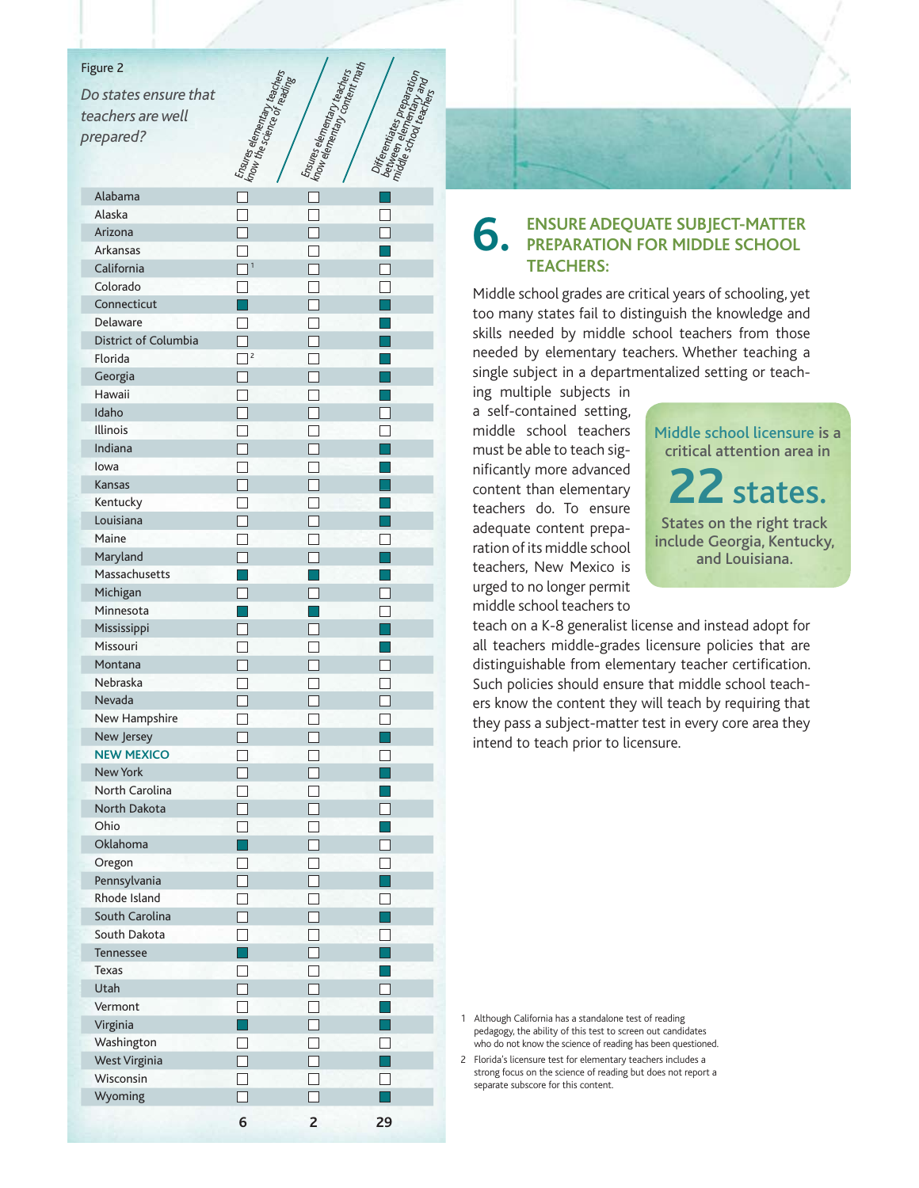Figure 2

*Do states ensure that teachers are well prepared?*

| State | Ensures elementary teachers know the science of reading | Ensures elementary teachers know elementary content math | Differentiates preparation between elementary and middle school teachers |
|---|---|---|---|
| Alabama | ☐ | ☐ | ■ |
| Alaska | ☐ | ☐ | ☐ |
| Arizona | ☐ | ☐ | ☐ |
| Arkansas | ☐ | ☐ | ■ |
| California | ☐[1] | ☐ | ☐ |
| Colorado | ☐ | ☐ | ☐ |
| Connecticut | ■ | ☐ | ■ |
| Delaware | ☐ | ☐ | ■ |
| District of Columbia | ☐ | ☐ | ■ |
| Florida | ☐[2] | ☐ | ■ |
| Georgia | ☐ | ☐ | ■ |
| Hawaii | ☐ | ☐ | ■ |
| Idaho | ☐ | ☐ | ☐ |
| Illinois | ☐ | ☐ | ☐ |
| Indiana | ☐ | ☐ | ■ |
| Iowa | ☐ | ☐ | ■ |
| Kansas | ☐ | ☐ | ■ |
| Kentucky | ☐ | ☐ | ■ |
| Louisiana | ☐ | ☐ | ■ |
| Maine | ☐ | ☐ | ☐ |
| Maryland | ☐ | ☐ | ■ |
| Massachusetts | ■ | ■ | ■ |
| Michigan | ☐ | ☐ | ☐ |
| Minnesota | ■ | ■ | ☐ |
| Mississippi | ☐ | ☐ | ■ |
| Missouri | ☐ | ☐ | ■ |
| Montana | ☐ | ☐ | ☐ |
| Nebraska | ☐ | ☐ | ☐ |
| Nevada | ☐ | ☐ | ☐ |
| New Hampshire | ☐ | ☐ | ☐ |
| New Jersey | ☐ | ☐ | ■ |
| **NEW MEXICO** | ☐ | ☐ | ☐ |
| New York | ☐ | ☐ | ■ |
| North Carolina | ☐ | ☐ | ■ |
| North Dakota | ☐ | ☐ | ☐ |
| Ohio | ☐ | ☐ | ■ |
| Oklahoma | ■ | ☐ | ☐ |
| Oregon | ☐ | ☐ | ☐ |
| Pennsylvania | ☐ | ☐ | ■ |
| Rhode Island | ☐ | ☐ | ☐ |
| South Carolina | ☐ | ☐ | ■ |
| South Dakota | ☐ | ☐ | ☐ |
| Tennessee | ■ | ☐ | ■ |
| Texas | ☐ | ☐ | ■ |
| Utah | ☐ | ☐ | ☐ |
| Vermont | ☐ | ☐ | ■ |
| Virginia | ■ | ☐ | ■ |
| Washington | ☐ | ☐ | ☐ |
| West Virginia | ☐ | ☐ | ■ |
| Wisconsin | ☐ | ☐ | ☐ |
| Wyoming | ☐ | ☐ | ■ |
| | **6** | **2** | **29** |

## 6. ENSURE ADEQUATE SUBJECT-MATTER PREPARATION FOR MIDDLE SCHOOL TEACHERS:

Middle school grades are critical years of schooling, yet too many states fail to distinguish the knowledge and skills needed by middle school teachers from those needed by elementary teachers. Whether teaching a single subject in a departmentalized setting or teaching multiple subjects in a self-contained setting, middle school teachers must be able to teach significantly more advanced content than elementary teachers do. To ensure adequate content preparation of its middle school teachers, New Mexico is urged to no longer permit middle school teachers to teach on a K-8 generalist license and instead adopt for all teachers middle-grades licensure policies that are distinguishable from elementary teacher certification. Such policies should ensure that middle school teachers know the content they will teach by requiring that they pass a subject-matter test in every core area they intend to teach prior to licensure.

> Middle school licensure is a critical attention area in **22 states.**
>
> States on the right track include Georgia, Kentucky, and Louisiana.

1 Although California has a standalone test of reading pedagogy, the ability of this test to screen out candidates who do not know the science of reading has been questioned.

2 Florida's licensure test for elementary teachers includes a strong focus on the science of reading but does not report a separate subscore for this content.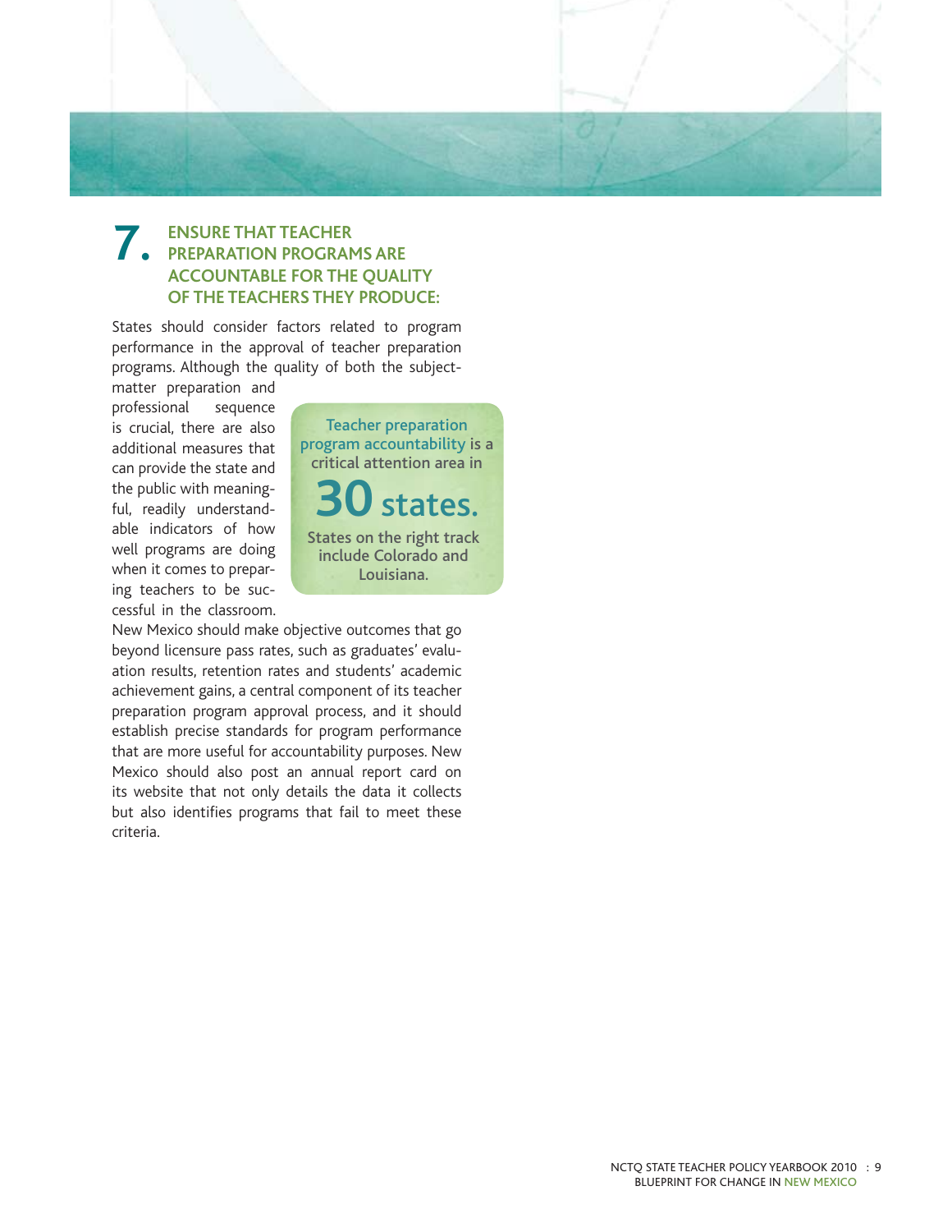## 7. ENSURE THAT TEACHER PREPARATION PROGRAMS ARE ACCOUNTABLE FOR THE QUALITY OF THE TEACHERS THEY PRODUCE:

States should consider factors related to program performance in the approval of teacher preparation programs. Although the quality of both the subject-matter preparation and professional sequence is crucial, there are also additional measures that can provide the state and the public with meaningful, readily understandable indicators of how well programs are doing when it comes to preparing teachers to be successful in the classroom. New Mexico should make objective outcomes that go beyond licensure pass rates, such as graduates' evaluation results, retention rates and students' academic achievement gains, a central component of its teacher preparation program approval process, and it should establish precise standards for program performance that are more useful for accountability purposes. New Mexico should also post an annual report card on its website that not only details the data it collects but also identifies programs that fail to meet these criteria.

Teacher preparation program accountability is a critical attention area in

**30 states.**

States on the right track include Colorado and Louisiana.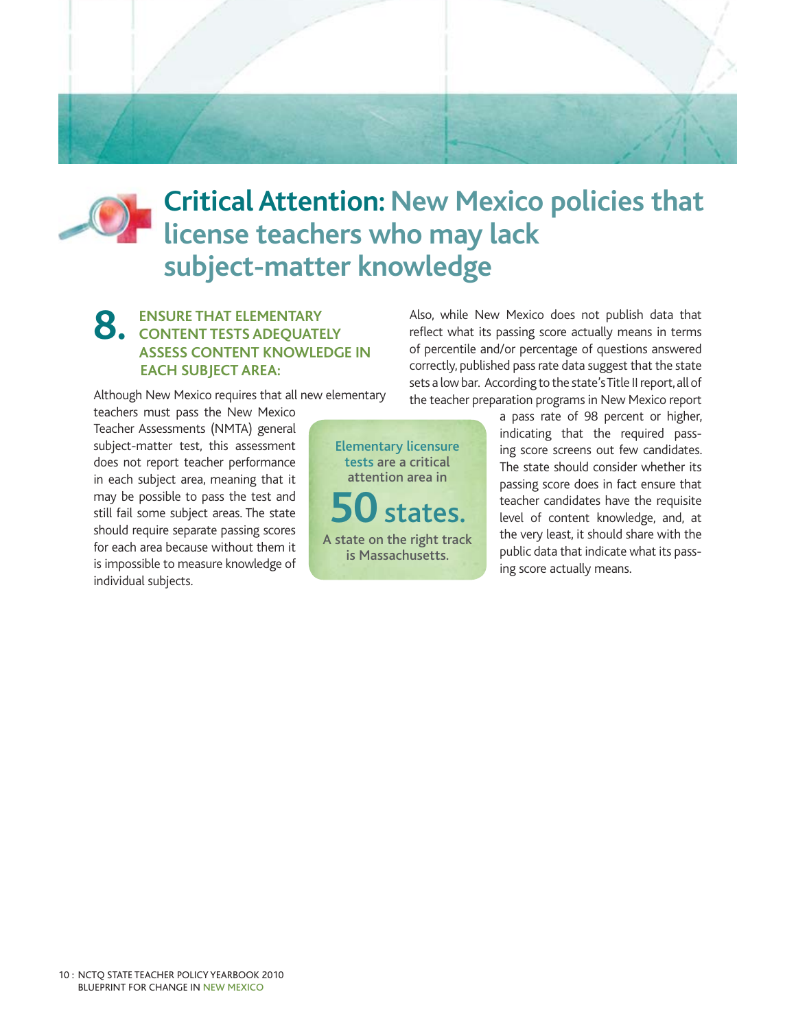# Critical Attention: New Mexico policies that license teachers who may lack subject-matter knowledge

## 8. ENSURE THAT ELEMENTARY CONTENT TESTS ADEQUATELY ASSESS CONTENT KNOWLEDGE IN EACH SUBJECT AREA:

Although New Mexico requires that all new elementary teachers must pass the New Mexico Teacher Assessments (NMTA) general subject-matter test, this assessment does not report teacher performance in each subject area, meaning that it may be possible to pass the test and still fail some subject areas. The state should require separate passing scores for each area because without them it is impossible to measure knowledge of individual subjects.

Also, while New Mexico does not publish data that reflect what its passing score actually means in terms of percentile and/or percentage of questions answered correctly, published pass rate data suggest that the state sets a low bar. According to the state's Title II report, all of the teacher preparation programs in New Mexico report a pass rate of 98 percent or higher, indicating that the required passing score screens out few candidates. The state should consider whether its passing score does in fact ensure that teacher candidates have the requisite level of content knowledge, and, at the very least, it should share with the public data that indicate what its passing score actually means.

> **Elementary licensure tests** are a critical attention area in
>
> **50 states.**
>
> A state on the right track is Massachusetts.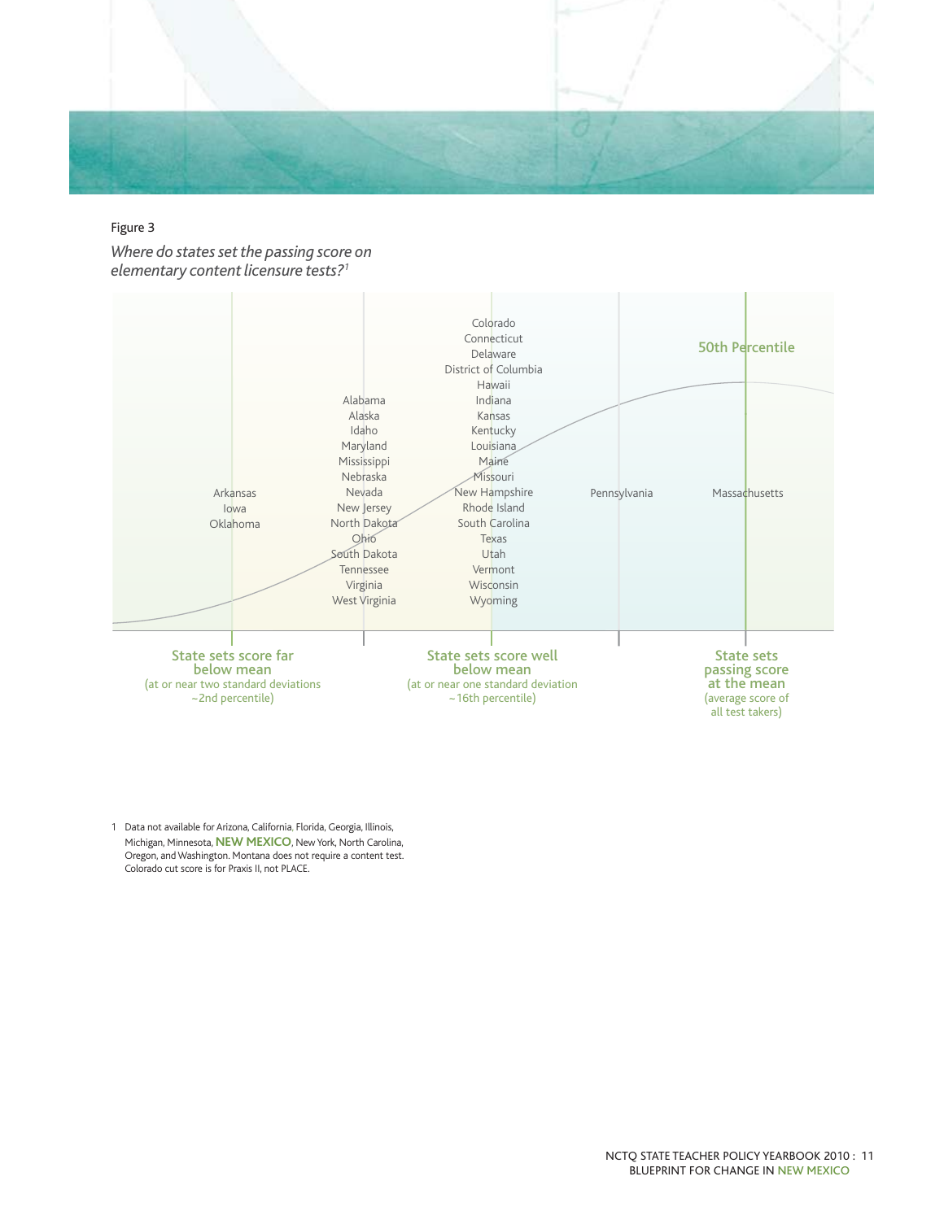Figure 3

*Where do states set the passing score on elementary content licensure tests?*[1]

| State sets score far below mean (at or near two standard deviations ~2nd percentile) | | State sets score well below mean (at or near one standard deviation ~16th percentile) | | State sets passing score at the mean (average score of all test takers) – 50th Percentile |
|---|---|---|---|---|
| Arkansas<br>Iowa<br>Oklahoma | Alabama<br>Alaska<br>Idaho<br>Maryland<br>Mississippi<br>Nebraska<br>Nevada<br>New Jersey<br>North Dakota<br>Ohio<br>South Dakota<br>Tennessee<br>Virginia<br>West Virginia | Colorado<br>Connecticut<br>Delaware<br>District of Columbia<br>Hawaii<br>Indiana<br>Kansas<br>Kentucky<br>Louisiana<br>Maine<br>Missouri<br>New Hampshire<br>Rhode Island<br>South Carolina<br>Texas<br>Utah<br>Vermont<br>Wisconsin<br>Wyoming | Pennsylvania | Massachusetts |

1 Data not available for Arizona, California, Florida, Georgia, Illinois, Michigan, Minnesota, **NEW MEXICO**, New York, North Carolina, Oregon, and Washington. Montana does not require a content test. Colorado cut score is for Praxis II, not PLACE.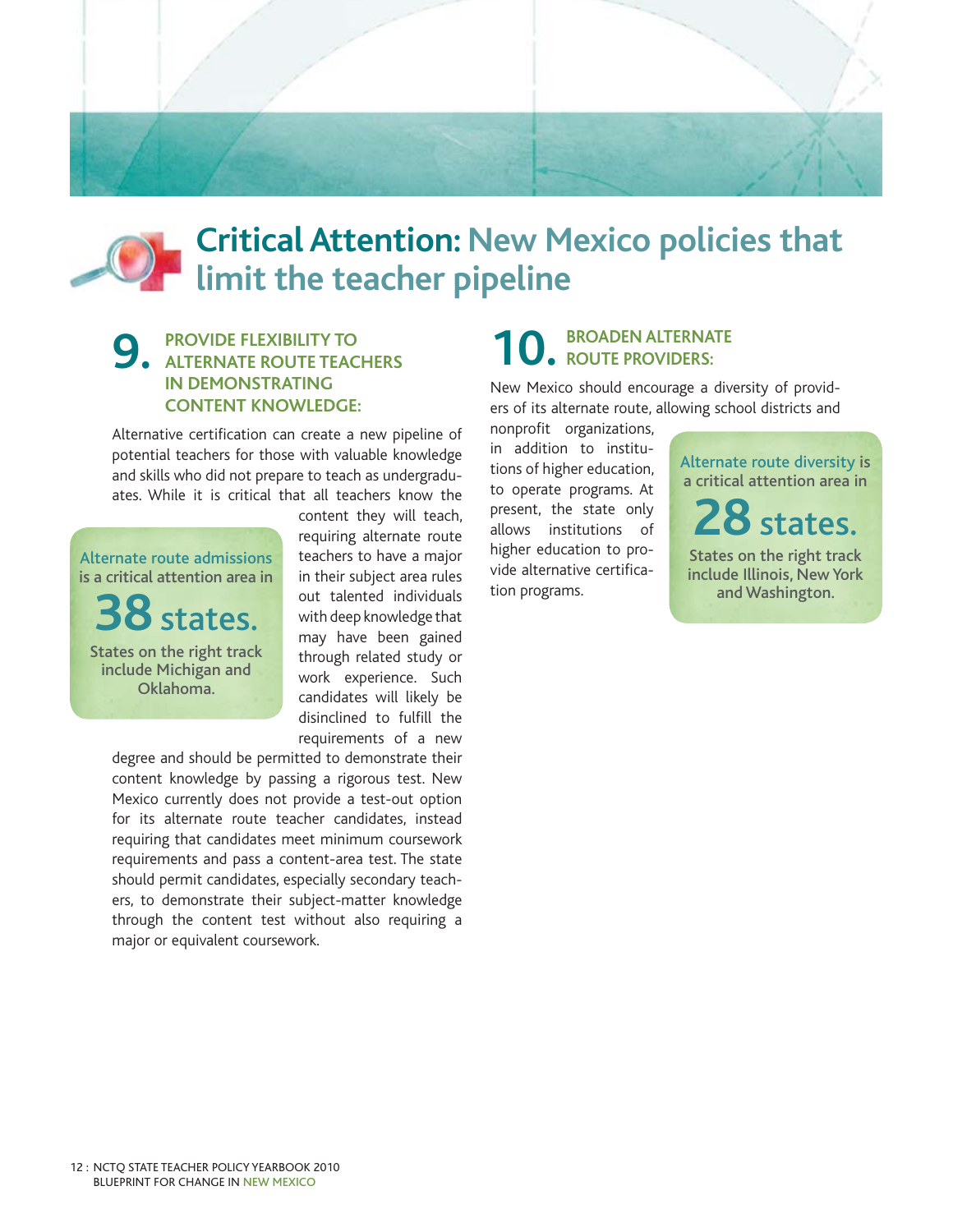# Critical Attention: New Mexico policies that limit the teacher pipeline

## 9. PROVIDE FLEXIBILITY TO ALTERNATE ROUTE TEACHERS IN DEMONSTRATING CONTENT KNOWLEDGE:

Alternative certification can create a new pipeline of potential teachers for those with valuable knowledge and skills who did not prepare to teach as undergraduates. While it is critical that all teachers know the content they will teach, requiring alternate route teachers to have a major in their subject area rules out talented individuals with deep knowledge that may have been gained through related study or work experience. Such candidates will likely be disinclined to fulfill the requirements of a new degree and should be permitted to demonstrate their content knowledge by passing a rigorous test. New Mexico currently does not provide a test-out option for its alternate route teacher candidates, instead requiring that candidates meet minimum coursework requirements and pass a content-area test. The state should permit candidates, especially secondary teachers, to demonstrate their subject-matter knowledge through the content test without also requiring a major or equivalent coursework.

> Alternate route admissions is a critical attention area in
>
> **38 states.**
>
> States on the right track include Michigan and Oklahoma.

## 10. BROADEN ALTERNATE ROUTE PROVIDERS:

New Mexico should encourage a diversity of providers of its alternate route, allowing school districts and nonprofit organizations, in addition to institutions of higher education, to operate programs. At present, the state only allows institutions of higher education to provide alternative certification programs.

> Alternate route diversity is a critical attention area in
>
> **28 states.**
>
> States on the right track include Illinois, New York and Washington.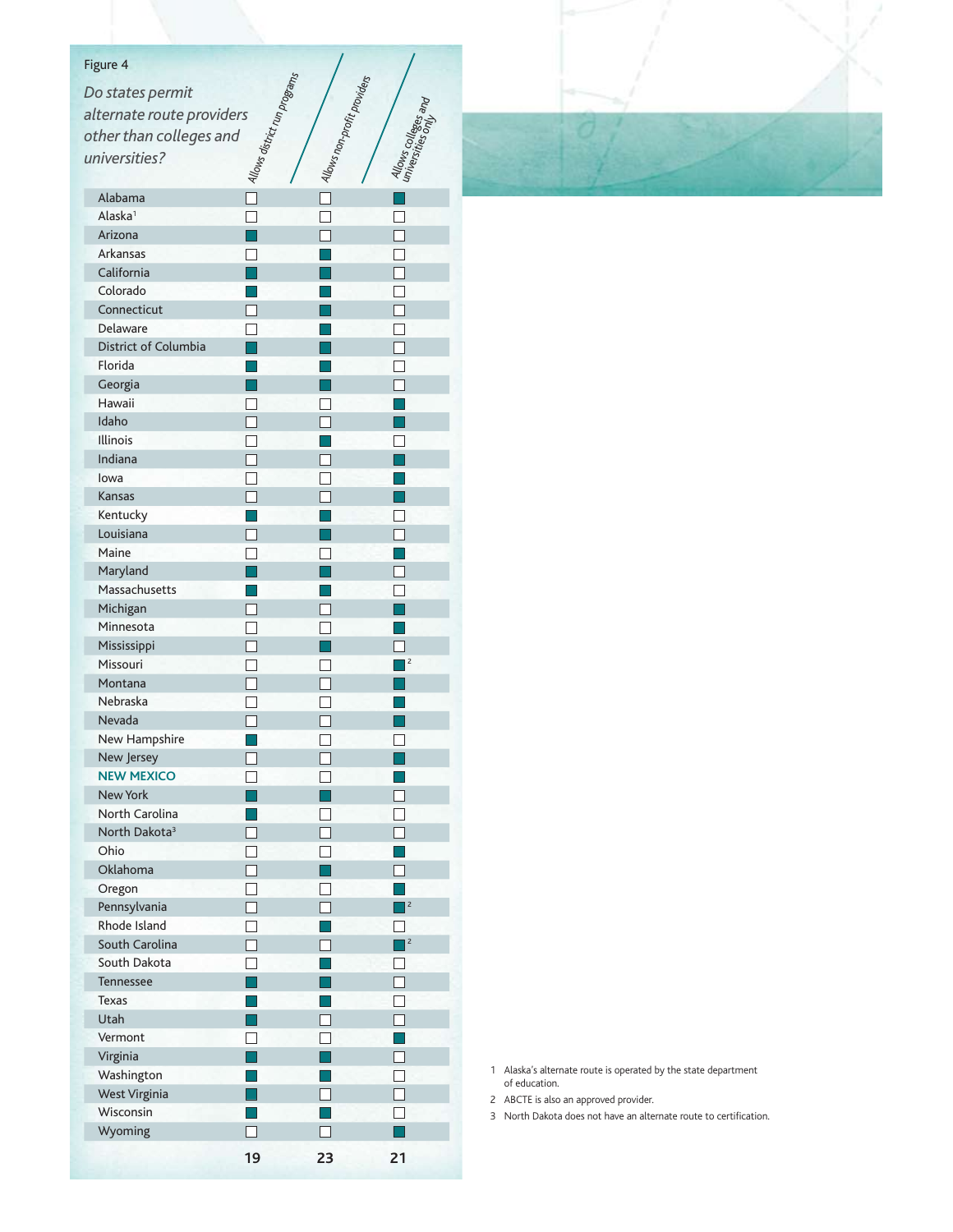Figure 4

*Do states permit alternate route providers other than colleges and universities?*

| State | Allows district run programs | Allows non-profit providers | Allows colleges and universities only |
|---|---|---|---|
| Alabama | ☐ | ☐ | ■ |
| Alaska[1] | ☐ | ☐ | ☐ |
| Arizona | ■ | ☐ | ☐ |
| Arkansas | ☐ | ■ | ☐ |
| California | ■ | ■ | ☐ |
| Colorado | ■ | ■ | ☐ |
| Connecticut | ☐ | ■ | ☐ |
| Delaware | ☐ | ■ | ☐ |
| District of Columbia | ■ | ■ | ☐ |
| Florida | ■ | ■ | ☐ |
| Georgia | ■ | ■ | ☐ |
| Hawaii | ☐ | ☐ | ■ |
| Idaho | ☐ | ☐ | ■ |
| Illinois | ☐ | ■ | ☐ |
| Indiana | ☐ | ☐ | ■ |
| Iowa | ☐ | ☐ | ■ |
| Kansas | ☐ | ☐ | ■ |
| Kentucky | ■ | ■ | ☐ |
| Louisiana | ☐ | ■ | ☐ |
| Maine | ☐ | ☐ | ■ |
| Maryland | ■ | ■ | ☐ |
| Massachusetts | ■ | ■ | ☐ |
| Michigan | ☐ | ☐ | ■ |
| Minnesota | ☐ | ☐ | ■ |
| Mississippi | ☐ | ■ | ☐ |
| Missouri | ☐ | ☐ | ■[2] |
| Montana | ☐ | ☐ | ■ |
| Nebraska | ☐ | ☐ | ■ |
| Nevada | ☐ | ☐ | ■ |
| New Hampshire | ■ | ☐ | ☐ |
| New Jersey | ☐ | ☐ | ■ |
| **NEW MEXICO** | ☐ | ☐ | ■ |
| New York | ■ | ■ | ☐ |
| North Carolina | ■ | ☐ | ☐ |
| North Dakota[3] | ☐ | ☐ | ☐ |
| Ohio | ☐ | ☐ | ■ |
| Oklahoma | ☐ | ■ | ☐ |
| Oregon | ☐ | ☐ | ■ |
| Pennsylvania | ☐ | ☐ | ■[2] |
| Rhode Island | ☐ | ■ | ☐ |
| South Carolina | ☐ | ☐ | ■[2] |
| South Dakota | ☐ | ■ | ☐ |
| Tennessee | ■ | ■ | ☐ |
| Texas | ■ | ■ | ☐ |
| Utah | ■ | ☐ | ☐ |
| Vermont | ☐ | ☐ | ■ |
| Virginia | ■ | ■ | ☐ |
| Washington | ■ | ■ | ☐ |
| West Virginia | ■ | ☐ | ☐ |
| Wisconsin | ■ | ■ | ☐ |
| Wyoming | ☐ | ☐ | ■ |
| | **19** | **23** | **21** |

1 Alaska's alternate route is operated by the state department of education.

2 ABCTE is also an approved provider.

3 North Dakota does not have an alternate route to certification.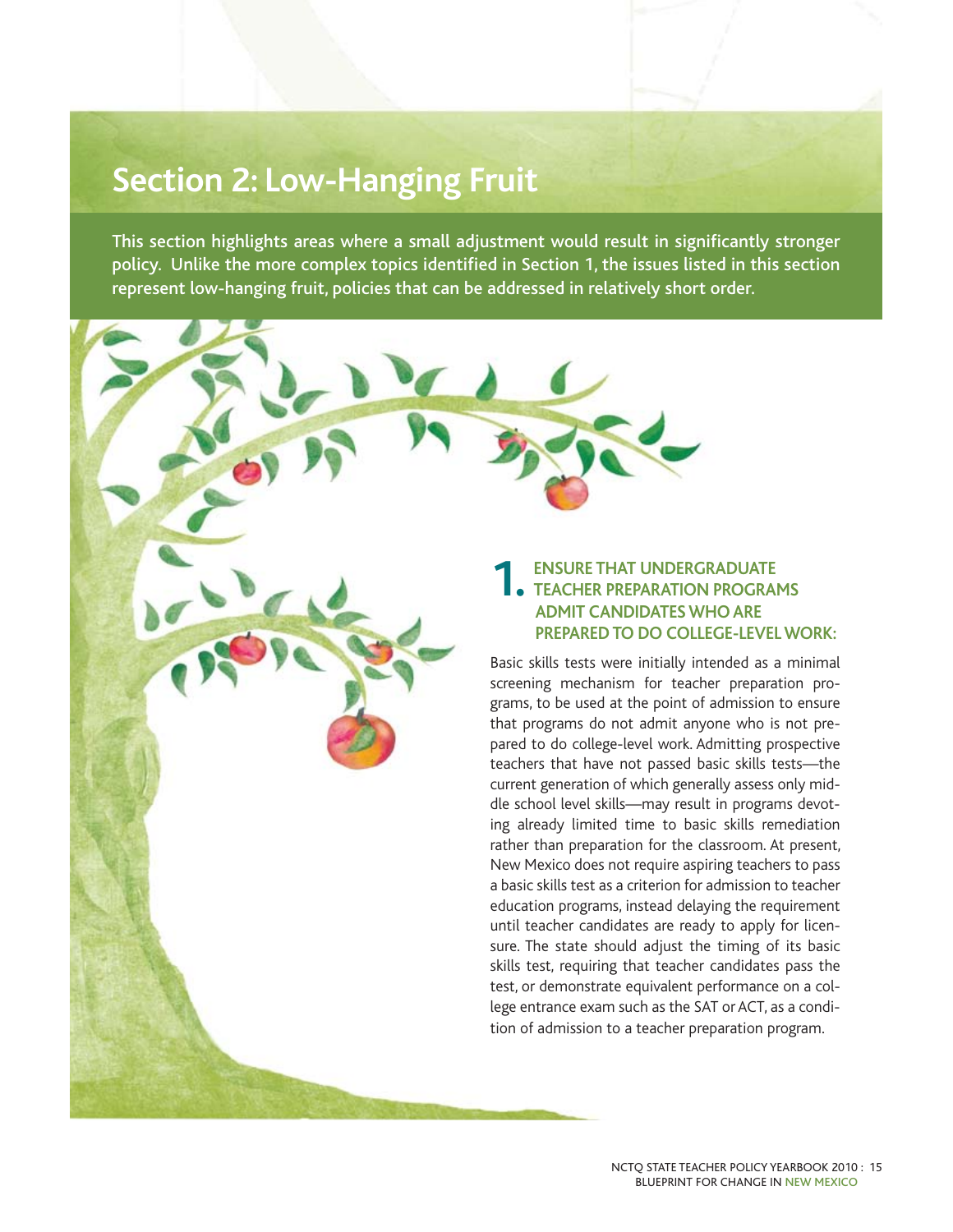# Section 2: Low-Hanging Fruit

This section highlights areas where a small adjustment would result in significantly stronger policy. Unlike the more complex topics identified in Section 1, the issues listed in this section represent low-hanging fruit, policies that can be addressed in relatively short order.

## 1. ENSURE THAT UNDERGRADUATE TEACHER PREPARATION PROGRAMS ADMIT CANDIDATES WHO ARE PREPARED TO DO COLLEGE-LEVEL WORK:

Basic skills tests were initially intended as a minimal screening mechanism for teacher preparation programs, to be used at the point of admission to ensure that programs do not admit anyone who is not prepared to do college-level work. Admitting prospective teachers that have not passed basic skills tests—the current generation of which generally assess only middle school level skills—may result in programs devoting already limited time to basic skills remediation rather than preparation for the classroom. At present, New Mexico does not require aspiring teachers to pass a basic skills test as a criterion for admission to teacher education programs, instead delaying the requirement until teacher candidates are ready to apply for licensure. The state should adjust the timing of its basic skills test, requiring that teacher candidates pass the test, or demonstrate equivalent performance on a college entrance exam such as the SAT or ACT, as a condition of admission to a teacher preparation program.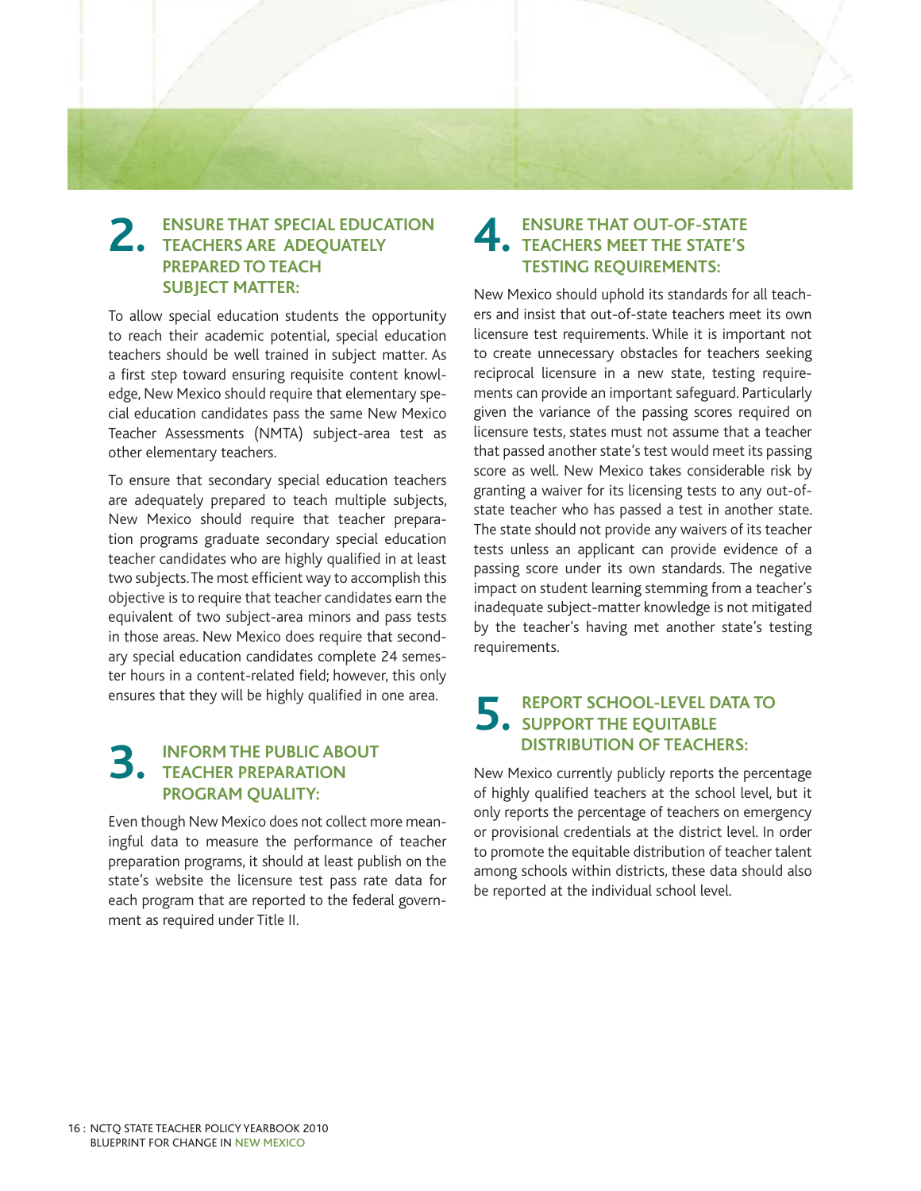## 2. ENSURE THAT SPECIAL EDUCATION TEACHERS ARE ADEQUATELY PREPARED TO TEACH SUBJECT MATTER:

To allow special education students the opportunity to reach their academic potential, special education teachers should be well trained in subject matter. As a first step toward ensuring requisite content knowledge, New Mexico should require that elementary special education candidates pass the same New Mexico Teacher Assessments (NMTA) subject-area test as other elementary teachers.

To ensure that secondary special education teachers are adequately prepared to teach multiple subjects, New Mexico should require that teacher preparation programs graduate secondary special education teacher candidates who are highly qualified in at least two subjects. The most efficient way to accomplish this objective is to require that teacher candidates earn the equivalent of two subject-area minors and pass tests in those areas. New Mexico does require that secondary special education candidates complete 24 semester hours in a content-related field; however, this only ensures that they will be highly qualified in one area.

## 3. INFORM THE PUBLIC ABOUT TEACHER PREPARATION PROGRAM QUALITY:

Even though New Mexico does not collect more meaningful data to measure the performance of teacher preparation programs, it should at least publish on the state's website the licensure test pass rate data for each program that are reported to the federal government as required under Title II.

## 4. ENSURE THAT OUT-OF-STATE TEACHERS MEET THE STATE'S TESTING REQUIREMENTS:

New Mexico should uphold its standards for all teachers and insist that out-of-state teachers meet its own licensure test requirements. While it is important not to create unnecessary obstacles for teachers seeking reciprocal licensure in a new state, testing requirements can provide an important safeguard. Particularly given the variance of the passing scores required on licensure tests, states must not assume that a teacher that passed another state's test would meet its passing score as well. New Mexico takes considerable risk by granting a waiver for its licensing tests to any out-of-state teacher who has passed a test in another state. The state should not provide any waivers of its teacher tests unless an applicant can provide evidence of a passing score under its own standards. The negative impact on student learning stemming from a teacher's inadequate subject-matter knowledge is not mitigated by the teacher's having met another state's testing requirements.

## 5. REPORT SCHOOL-LEVEL DATA TO SUPPORT THE EQUITABLE DISTRIBUTION OF TEACHERS:

New Mexico currently publicly reports the percentage of highly qualified teachers at the school level, but it only reports the percentage of teachers on emergency or provisional credentials at the district level. In order to promote the equitable distribution of teacher talent among schools within districts, these data should also be reported at the individual school level.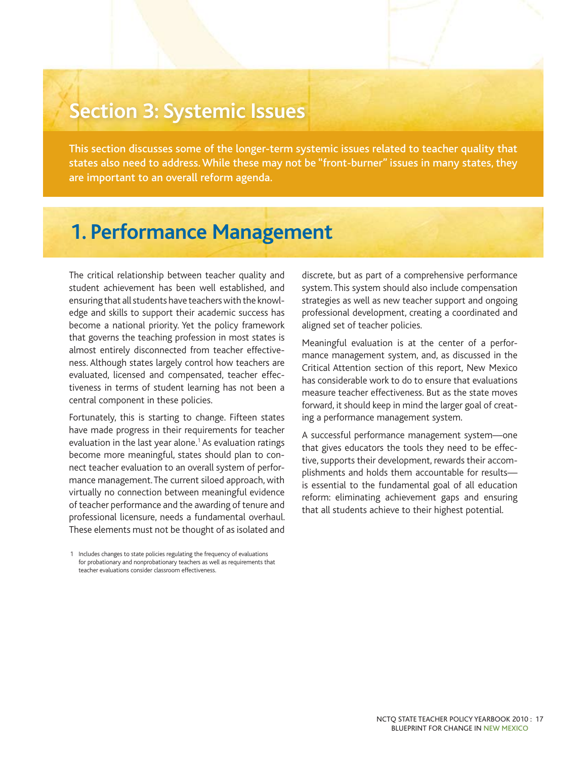# Section 3: Systemic Issues

**This section discusses some of the longer-term systemic issues related to teacher quality that states also need to address. While these may not be "front-burner" issues in many states, they are important to an overall reform agenda.**

## 1. Performance Management

The critical relationship between teacher quality and student achievement has been well established, and ensuring that all students have teachers with the knowledge and skills to support their academic success has become a national priority. Yet the policy framework that governs the teaching profession in most states is almost entirely disconnected from teacher effectiveness. Although states largely control how teachers are evaluated, licensed and compensated, teacher effectiveness in terms of student learning has not been a central component in these policies.

Fortunately, this is starting to change. Fifteen states have made progress in their requirements for teacher evaluation in the last year alone.[1] As evaluation ratings become more meaningful, states should plan to connect teacher evaluation to an overall system of performance management. The current siloed approach, with virtually no connection between meaningful evidence of teacher performance and the awarding of tenure and professional licensure, needs a fundamental overhaul. These elements must not be thought of as isolated and discrete, but as part of a comprehensive performance system. This system should also include compensation strategies as well as new teacher support and ongoing professional development, creating a coordinated and aligned set of teacher policies.

Meaningful evaluation is at the center of a performance management system, and, as discussed in the Critical Attention section of this report, New Mexico has considerable work to do to ensure that evaluations measure teacher effectiveness. But as the state moves forward, it should keep in mind the larger goal of creating a performance management system.

A successful performance management system—one that gives educators the tools they need to be effective, supports their development, rewards their accomplishments and holds them accountable for results—is essential to the fundamental goal of all education reform: eliminating achievement gaps and ensuring that all students achieve to their highest potential.

1 Includes changes to state policies regulating the frequency of evaluations for probationary and nonprobationary teachers as well as requirements that teacher evaluations consider classroom effectiveness.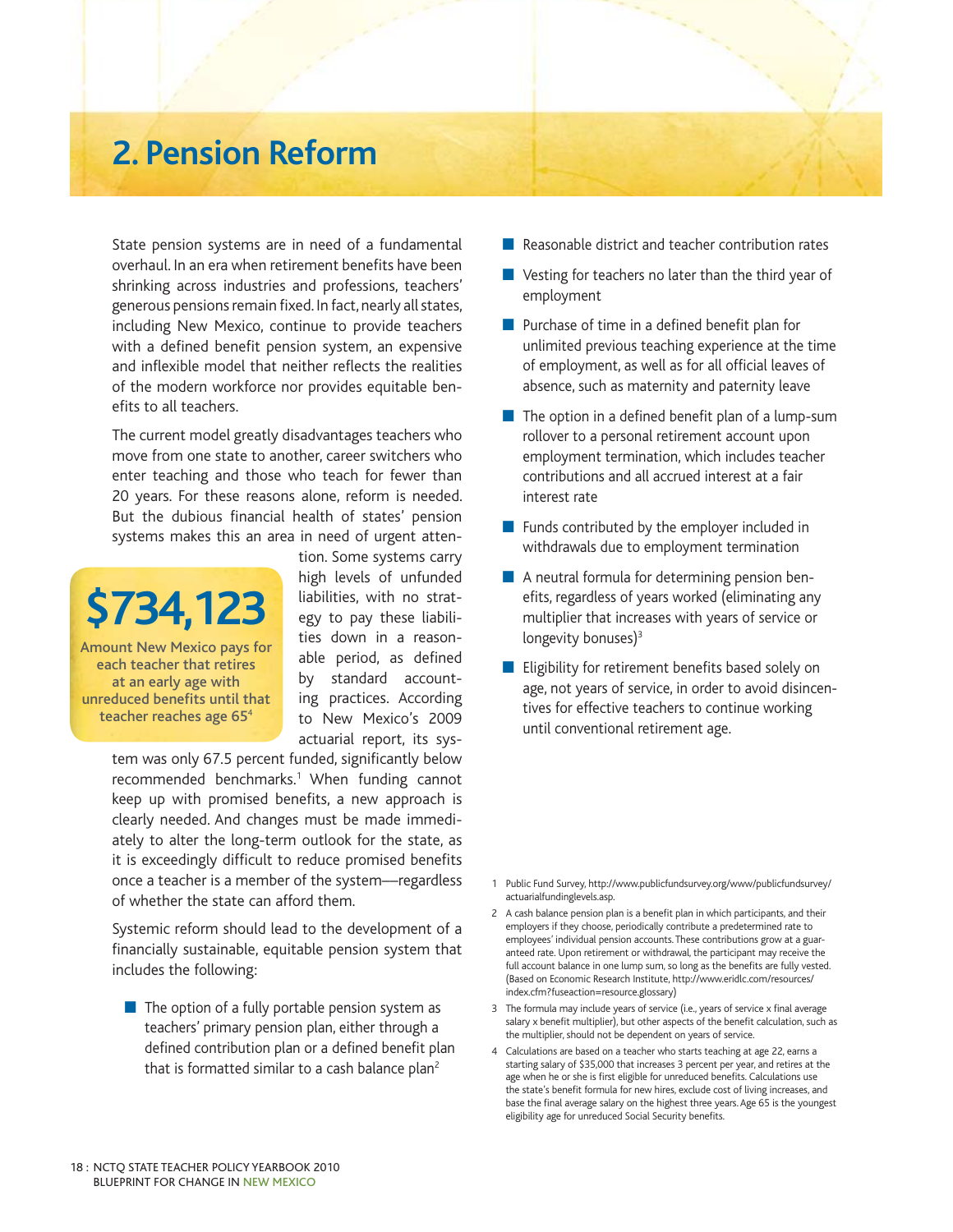# 2. Pension Reform

State pension systems are in need of a fundamental overhaul. In an era when retirement benefits have been shrinking across industries and professions, teachers' generous pensions remain fixed. In fact, nearly all states, including New Mexico, continue to provide teachers with a defined benefit pension system, an expensive and inflexible model that neither reflects the realities of the modern workforce nor provides equitable benefits to all teachers.

The current model greatly disadvantages teachers who move from one state to another, career switchers who enter teaching and those who teach for fewer than 20 years. For these reasons alone, reform is needed. But the dubious financial health of states' pension systems makes this an area in need of urgent attention. Some systems carry high levels of unfunded liabilities, with no strategy to pay these liabilities down in a reasonable period, as defined by standard accounting practices. According to New Mexico's 2009 actuarial report, its system was only 67.5 percent funded, significantly below recommended benchmarks.[1] When funding cannot keep up with promised benefits, a new approach is clearly needed. And changes must be made immediately to alter the long-term outlook for the state, as it is exceedingly difficult to reduce promised benefits once a teacher is a member of the system—regardless of whether the state can afford them.

**$734,123**

**Amount New Mexico pays for each teacher that retires at an early age with unreduced benefits until that teacher reaches age 65[4]**

Systemic reform should lead to the development of a financially sustainable, equitable pension system that includes the following:

- The option of a fully portable pension system as teachers' primary pension plan, either through a defined contribution plan or a defined benefit plan that is formatted similar to a cash balance plan[2]
- Reasonable district and teacher contribution rates
- Vesting for teachers no later than the third year of employment
- Purchase of time in a defined benefit plan for unlimited previous teaching experience at the time of employment, as well as for all official leaves of absence, such as maternity and paternity leave
- The option in a defined benefit plan of a lump-sum rollover to a personal retirement account upon employment termination, which includes teacher contributions and all accrued interest at a fair interest rate
- Funds contributed by the employer included in withdrawals due to employment termination
- A neutral formula for determining pension benefits, regardless of years worked (eliminating any multiplier that increases with years of service or longevity bonuses)[3]
- Eligibility for retirement benefits based solely on age, not years of service, in order to avoid disincentives for effective teachers to continue working until conventional retirement age.

1 Public Fund Survey, http://www.publicfundsurvey.org/www/publicfundsurvey/actuarialfundinglevels.asp.

2 A cash balance pension plan is a benefit plan in which participants, and their employers if they choose, periodically contribute a predetermined rate to employees' individual pension accounts. These contributions grow at a guaranteed rate. Upon retirement or withdrawal, the participant may receive the full account balance in one lump sum, so long as the benefits are fully vested. (Based on Economic Research Institute, http://www.eridlc.com/resources/index.cfm?fuseaction=resource.glossary)

3 The formula may include years of service (i.e., years of service x final average salary x benefit multiplier), but other aspects of the benefit calculation, such as the multiplier, should not be dependent on years of service.

4 Calculations are based on a teacher who starts teaching at age 22, earns a starting salary of $35,000 that increases 3 percent per year, and retires at the age when he or she is first eligible for unreduced benefits. Calculations use the state's benefit formula for new hires, exclude cost of living increases, and base the final average salary on the highest three years. Age 65 is the youngest eligibility age for unreduced Social Security benefits.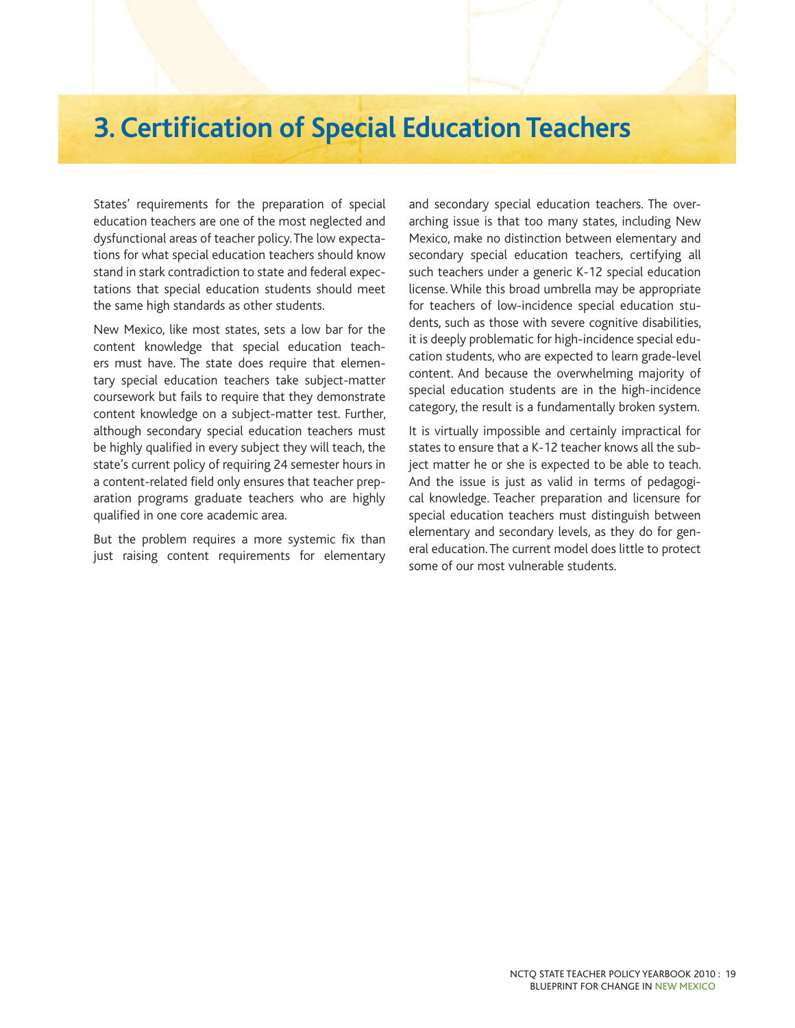# 3. Certification of Special Education Teachers

States' requirements for the preparation of special education teachers are one of the most neglected and dysfunctional areas of teacher policy. The low expectations for what special education teachers should know stand in stark contradiction to state and federal expectations that special education students should meet the same high standards as other students.

New Mexico, like most states, sets a low bar for the content knowledge that special education teachers must have. The state does require that elementary special education teachers take subject-matter coursework but fails to require that they demonstrate content knowledge on a subject-matter test. Further, although secondary special education teachers must be highly qualified in every subject they will teach, the state's current policy of requiring 24 semester hours in a content-related field only ensures that teacher preparation programs graduate teachers who are highly qualified in one core academic area.

But the problem requires a more systemic fix than just raising content requirements for elementary and secondary special education teachers. The overarching issue is that too many states, including New Mexico, make no distinction between elementary and secondary special education teachers, certifying all such teachers under a generic K-12 special education license. While this broad umbrella may be appropriate for teachers of low-incidence special education students, such as those with severe cognitive disabilities, it is deeply problematic for high-incidence special education students, who are expected to learn grade-level content. And because the overwhelming majority of special education students are in the high-incidence category, the result is a fundamentally broken system.

It is virtually impossible and certainly impractical for states to ensure that a K-12 teacher knows all the subject matter he or she is expected to be able to teach. And the issue is just as valid in terms of pedagogical knowledge. Teacher preparation and licensure for special education teachers must distinguish between elementary and secondary levels, as they do for general education. The current model does little to protect some of our most vulnerable students.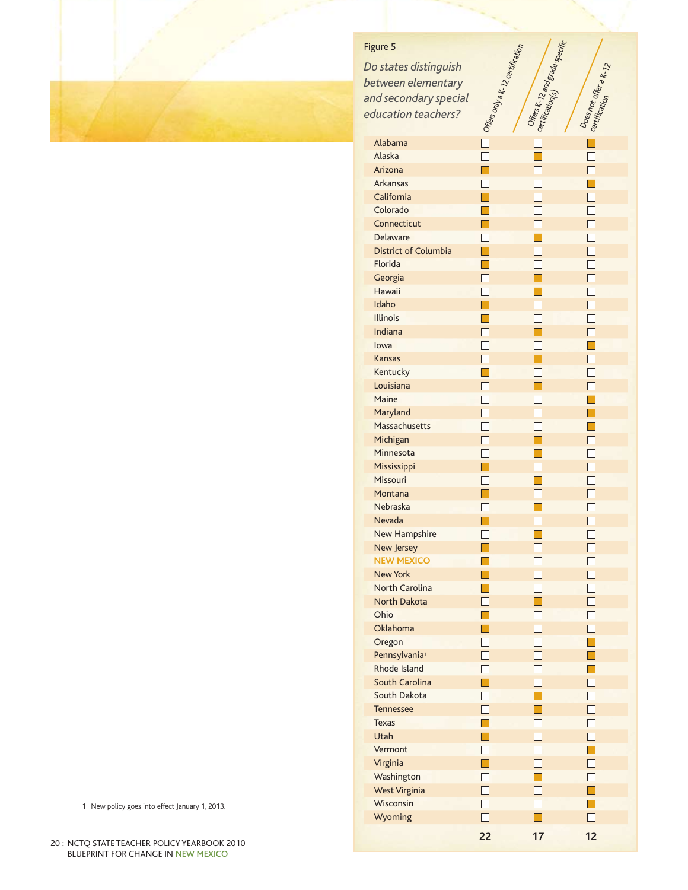Figure 5

*Do states distinguish between elementary and secondary special education teachers?*

| | Offers only a K-12 certification | Offers K-12 and grade-specific certification(s) | Does not offer a K-12 certification |
|---|---|---|---|
| Alabama | | | ■ |
| Alaska | | ■ | |
| Arizona | ■ | | |
| Arkansas | | | ■ |
| California | ■ | | |
| Colorado | ■ | | |
| Connecticut | ■ | | |
| Delaware | | ■ | |
| District of Columbia | ■ | | |
| Florida | ■ | | |
| Georgia | | ■ | |
| Hawaii | | ■ | |
| Idaho | ■ | | |
| Illinois | ■ | | |
| Indiana | | ■ | |
| Iowa | | | ■ |
| Kansas | | ■ | |
| Kentucky | ■ | | |
| Louisiana | | ■ | |
| Maine | | | ■ |
| Maryland | | | ■ |
| Massachusetts | | | ■ |
| Michigan | | ■ | |
| Minnesota | | ■ | |
| Mississippi | ■ | | |
| Missouri | | ■ | |
| Montana | ■ | | |
| Nebraska | | ■ | |
| Nevada | ■ | | |
| New Hampshire | | ■ | |
| New Jersey | ■ | | |
| **NEW MEXICO** | ■ | | |
| New York | ■ | | |
| North Carolina | ■ | | |
| North Dakota | | ■ | |
| Ohio | ■ | | |
| Oklahoma | ■ | | |
| Oregon | | | ■ |
| Pennsylvania[1] | | | ■ |
| Rhode Island | | | ■ |
| South Carolina | ■ | | |
| South Dakota | | ■ | |
| Tennessee | | ■ | |
| Texas | ■ | | |
| Utah | ■ | | |
| Vermont | | | ■ |
| Virginia | ■ | | |
| Washington | | ■ | |
| West Virginia | | | ■ |
| Wisconsin | | | ■ |
| Wyoming | | ■ | |
| | **22** | **17** | **12** |

1 New policy goes into effect January 1, 2013.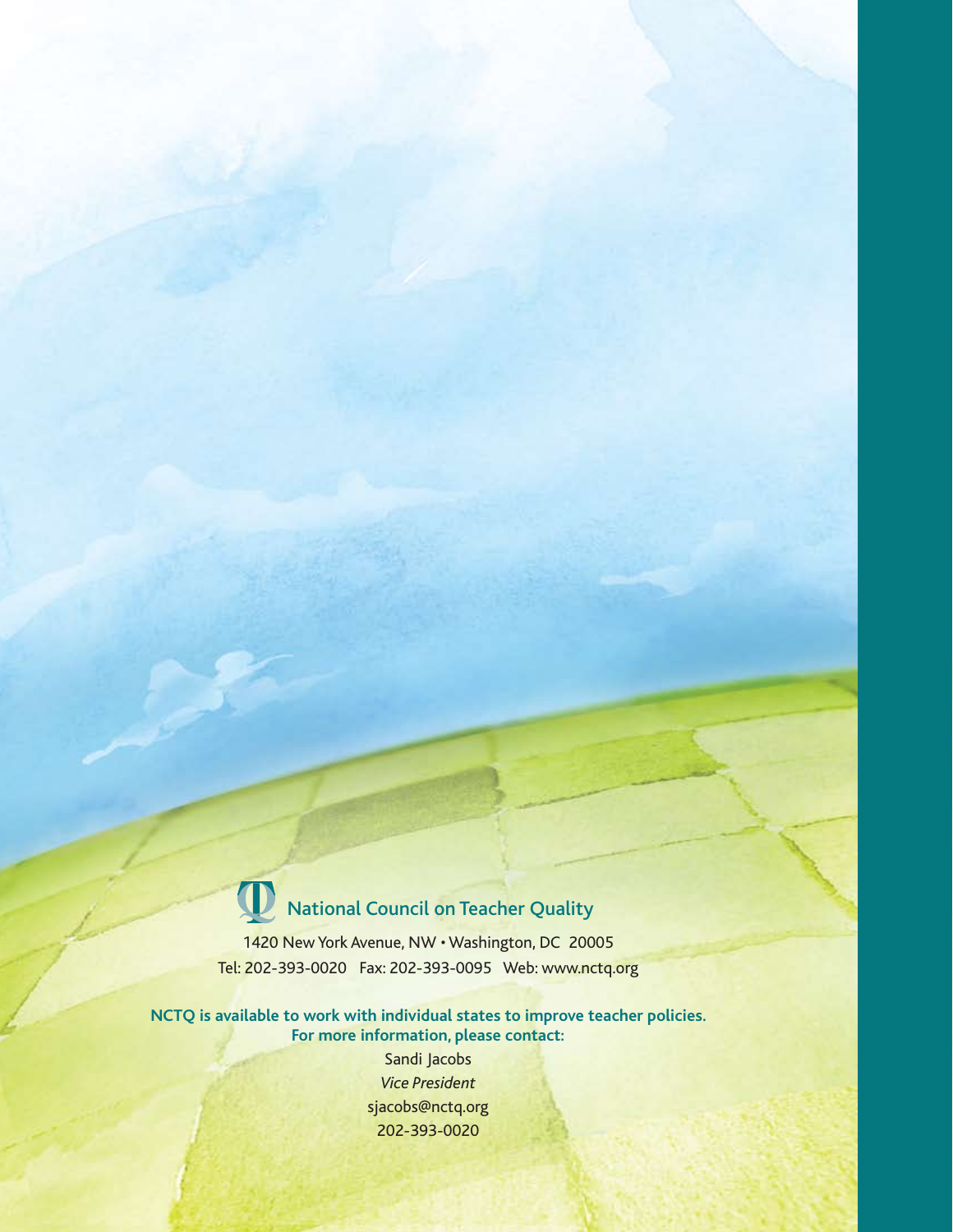National Council on Teacher Quality

1420 New York Avenue, NW • Washington, DC 20005
Tel: 202-393-0020 Fax: 202-393-0095 Web: www.nctq.org

**NCTQ is available to work with individual states to improve teacher policies.**
**For more information, please contact:**

Sandi Jacobs
*Vice President*
sjacobs@nctq.org
202-393-0020